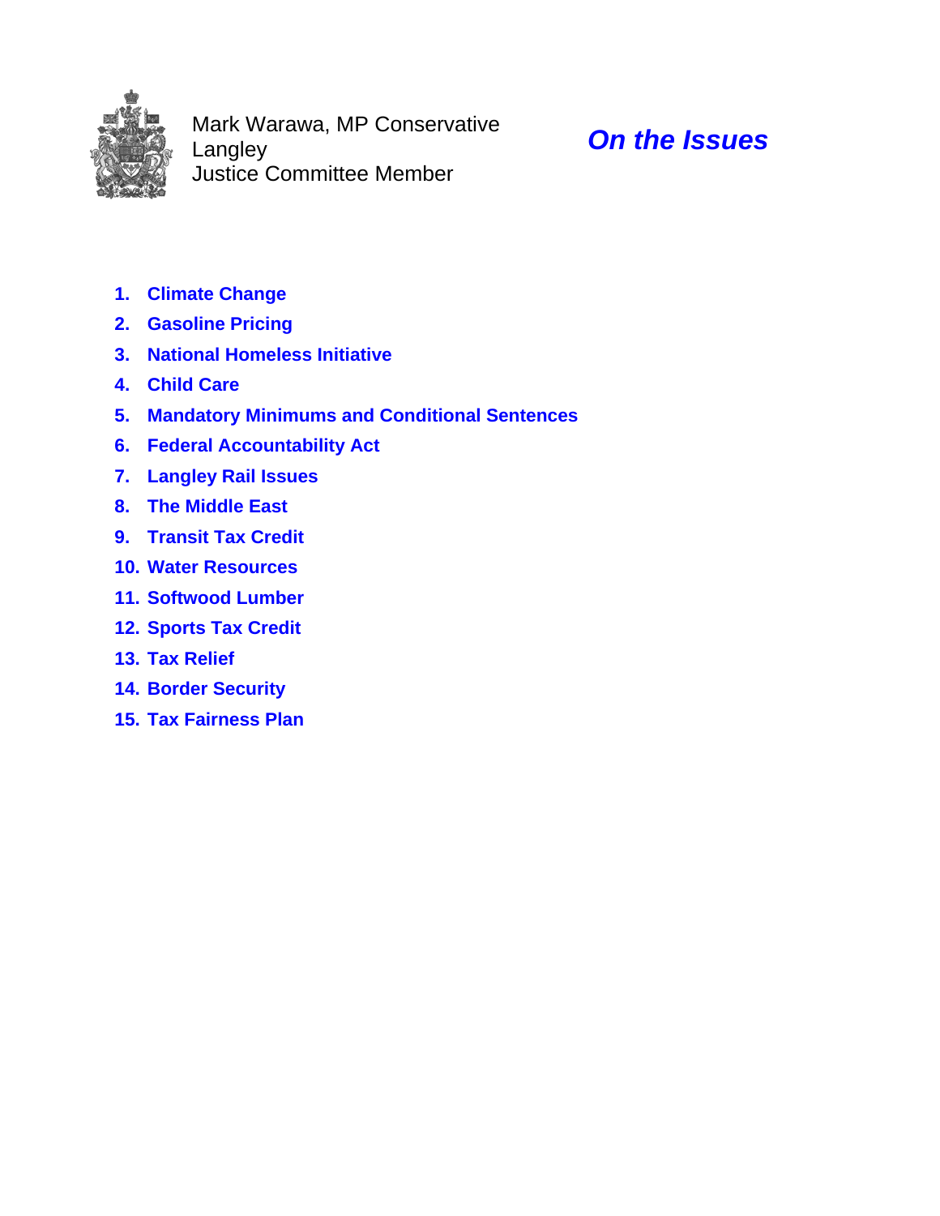Mark Warawa, MP Conservative
Langley
Justice Committee Member

# *On the Issues*

1. **Climate Change**
2. **Gasoline Pricing**
3. **National Homeless Initiative**
4. **Child Care**
5. **Mandatory Minimums and Conditional Sentences**
6. **Federal Accountability Act**
7. **Langley Rail Issues**
8. **The Middle East**
9. **Transit Tax Credit**
10. **Water Resources**
11. **Softwood Lumber**
12. **Sports Tax Credit**
13. **Tax Relief**
14. **Border Security**
15. **Tax Fairness Plan**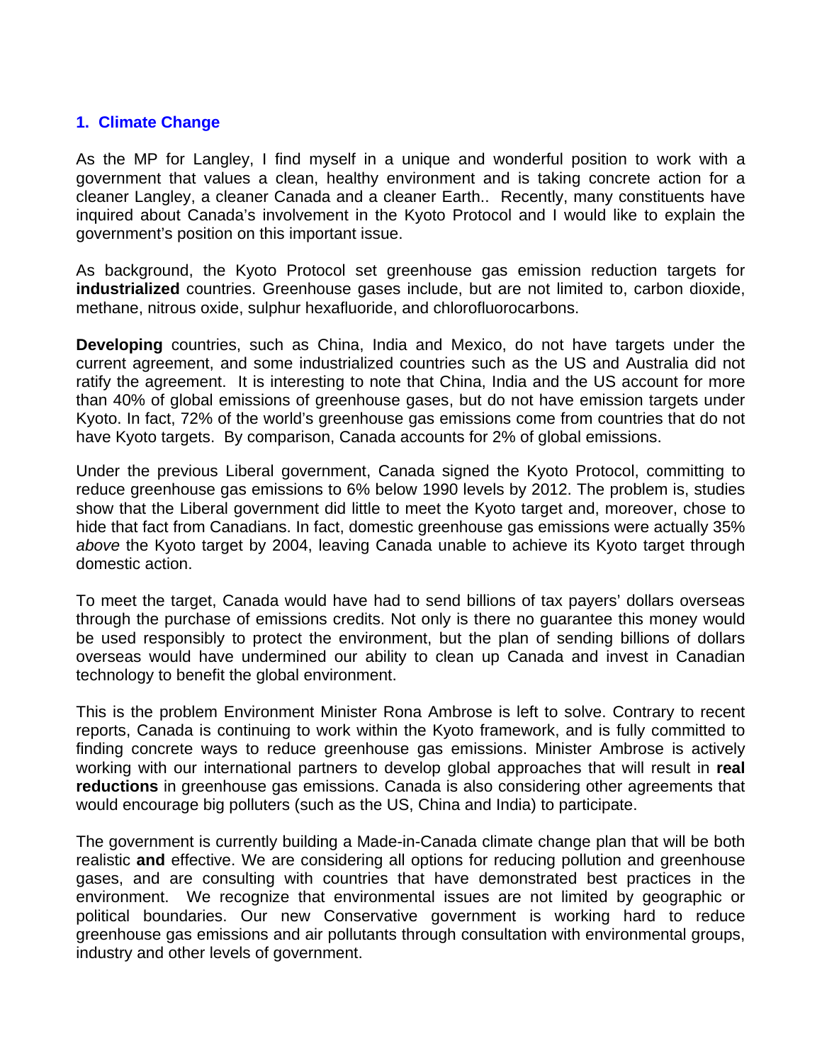## 1. Climate Change

As the MP for Langley, I find myself in a unique and wonderful position to work with a government that values a clean, healthy environment and is taking concrete action for a cleaner Langley, a cleaner Canada and a cleaner Earth.. Recently, many constituents have inquired about Canada's involvement in the Kyoto Protocol and I would like to explain the government's position on this important issue.

As background, the Kyoto Protocol set greenhouse gas emission reduction targets for **industrialized** countries. Greenhouse gases include, but are not limited to, carbon dioxide, methane, nitrous oxide, sulphur hexafluoride, and chlorofluorocarbons.

**Developing** countries, such as China, India and Mexico, do not have targets under the current agreement, and some industrialized countries such as the US and Australia did not ratify the agreement. It is interesting to note that China, India and the US account for more than 40% of global emissions of greenhouse gases, but do not have emission targets under Kyoto. In fact, 72% of the world's greenhouse gas emissions come from countries that do not have Kyoto targets. By comparison, Canada accounts for 2% of global emissions.

Under the previous Liberal government, Canada signed the Kyoto Protocol, committing to reduce greenhouse gas emissions to 6% below 1990 levels by 2012. The problem is, studies show that the Liberal government did little to meet the Kyoto target and, moreover, chose to hide that fact from Canadians. In fact, domestic greenhouse gas emissions were actually 35% *above* the Kyoto target by 2004, leaving Canada unable to achieve its Kyoto target through domestic action.

To meet the target, Canada would have had to send billions of tax payers' dollars overseas through the purchase of emissions credits. Not only is there no guarantee this money would be used responsibly to protect the environment, but the plan of sending billions of dollars overseas would have undermined our ability to clean up Canada and invest in Canadian technology to benefit the global environment.

This is the problem Environment Minister Rona Ambrose is left to solve. Contrary to recent reports, Canada is continuing to work within the Kyoto framework, and is fully committed to finding concrete ways to reduce greenhouse gas emissions. Minister Ambrose is actively working with our international partners to develop global approaches that will result in **real reductions** in greenhouse gas emissions. Canada is also considering other agreements that would encourage big polluters (such as the US, China and India) to participate.

The government is currently building a Made-in-Canada climate change plan that will be both realistic **and** effective. We are considering all options for reducing pollution and greenhouse gases, and are consulting with countries that have demonstrated best practices in the environment. We recognize that environmental issues are not limited by geographic or political boundaries. Our new Conservative government is working hard to reduce greenhouse gas emissions and air pollutants through consultation with environmental groups, industry and other levels of government.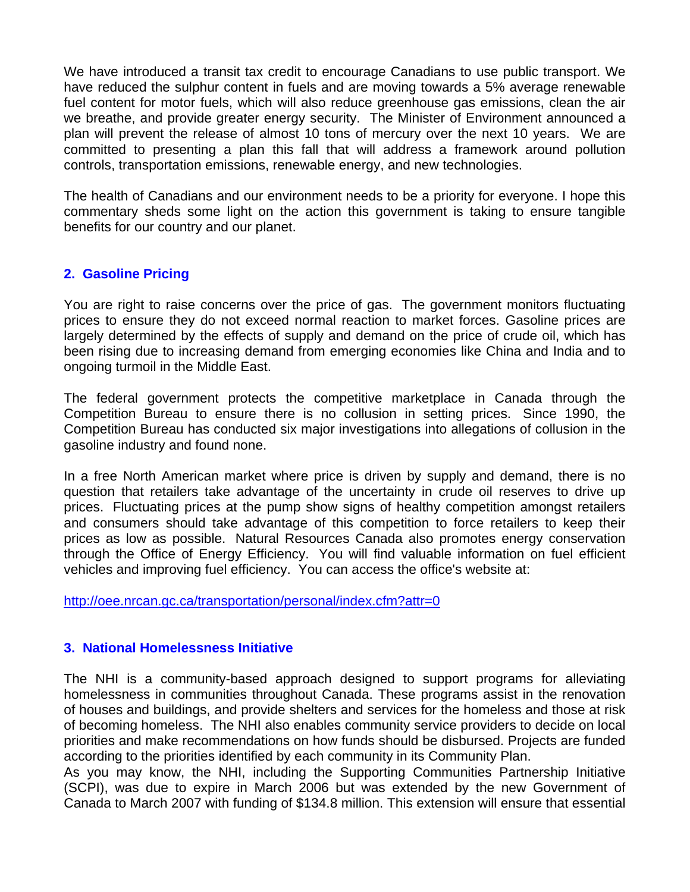We have introduced a transit tax credit to encourage Canadians to use public transport. We have reduced the sulphur content in fuels and are moving towards a 5% average renewable fuel content for motor fuels, which will also reduce greenhouse gas emissions, clean the air we breathe, and provide greater energy security. The Minister of Environment announced a plan will prevent the release of almost 10 tons of mercury over the next 10 years. We are committed to presenting a plan this fall that will address a framework around pollution controls, transportation emissions, renewable energy, and new technologies.

The health of Canadians and our environment needs to be a priority for everyone. I hope this commentary sheds some light on the action this government is taking to ensure tangible benefits for our country and our planet.

## 2. Gasoline Pricing

You are right to raise concerns over the price of gas. The government monitors fluctuating prices to ensure they do not exceed normal reaction to market forces. Gasoline prices are largely determined by the effects of supply and demand on the price of crude oil, which has been rising due to increasing demand from emerging economies like China and India and to ongoing turmoil in the Middle East.

The federal government protects the competitive marketplace in Canada through the Competition Bureau to ensure there is no collusion in setting prices. Since 1990, the Competition Bureau has conducted six major investigations into allegations of collusion in the gasoline industry and found none.

In a free North American market where price is driven by supply and demand, there is no question that retailers take advantage of the uncertainty in crude oil reserves to drive up prices. Fluctuating prices at the pump show signs of healthy competition amongst retailers and consumers should take advantage of this competition to force retailers to keep their prices as low as possible. Natural Resources Canada also promotes energy conservation through the Office of Energy Efficiency. You will find valuable information on fuel efficient vehicles and improving fuel efficiency. You can access the office's website at:

http://oee.nrcan.gc.ca/transportation/personal/index.cfm?attr=0

## 3. National Homelessness Initiative

The NHI is a community-based approach designed to support programs for alleviating homelessness in communities throughout Canada. These programs assist in the renovation of houses and buildings, and provide shelters and services for the homeless and those at risk of becoming homeless. The NHI also enables community service providers to decide on local priorities and make recommendations on how funds should be disbursed. Projects are funded according to the priorities identified by each community in its Community Plan.

As you may know, the NHI, including the Supporting Communities Partnership Initiative (SCPI), was due to expire in March 2006 but was extended by the new Government of Canada to March 2007 with funding of $134.8 million. This extension will ensure that essential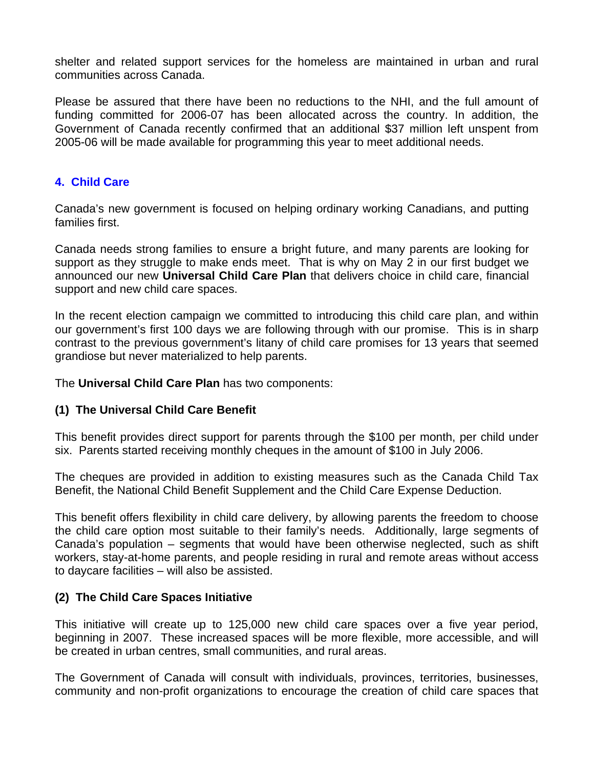shelter and related support services for the homeless are maintained in urban and rural communities across Canada.

Please be assured that there have been no reductions to the NHI, and the full amount of funding committed for 2006-07 has been allocated across the country. In addition, the Government of Canada recently confirmed that an additional $37 million left unspent from 2005-06 will be made available for programming this year to meet additional needs.

## 4. Child Care

Canada's new government is focused on helping ordinary working Canadians, and putting families first.

Canada needs strong families to ensure a bright future, and many parents are looking for support as they struggle to make ends meet. That is why on May 2 in our first budget we announced our new **Universal Child Care Plan** that delivers choice in child care, financial support and new child care spaces.

In the recent election campaign we committed to introducing this child care plan, and within our government's first 100 days we are following through with our promise. This is in sharp contrast to the previous government's litany of child care promises for 13 years that seemed grandiose but never materialized to help parents.

The **Universal Child Care Plan** has two components:

### (1) The Universal Child Care Benefit

This benefit provides direct support for parents through the $100 per month, per child under six. Parents started receiving monthly cheques in the amount of $100 in July 2006.

The cheques are provided in addition to existing measures such as the Canada Child Tax Benefit, the National Child Benefit Supplement and the Child Care Expense Deduction.

This benefit offers flexibility in child care delivery, by allowing parents the freedom to choose the child care option most suitable to their family's needs. Additionally, large segments of Canada's population – segments that would have been otherwise neglected, such as shift workers, stay-at-home parents, and people residing in rural and remote areas without access to daycare facilities – will also be assisted.

### (2) The Child Care Spaces Initiative

This initiative will create up to 125,000 new child care spaces over a five year period, beginning in 2007. These increased spaces will be more flexible, more accessible, and will be created in urban centres, small communities, and rural areas.

The Government of Canada will consult with individuals, provinces, territories, businesses, community and non-profit organizations to encourage the creation of child care spaces that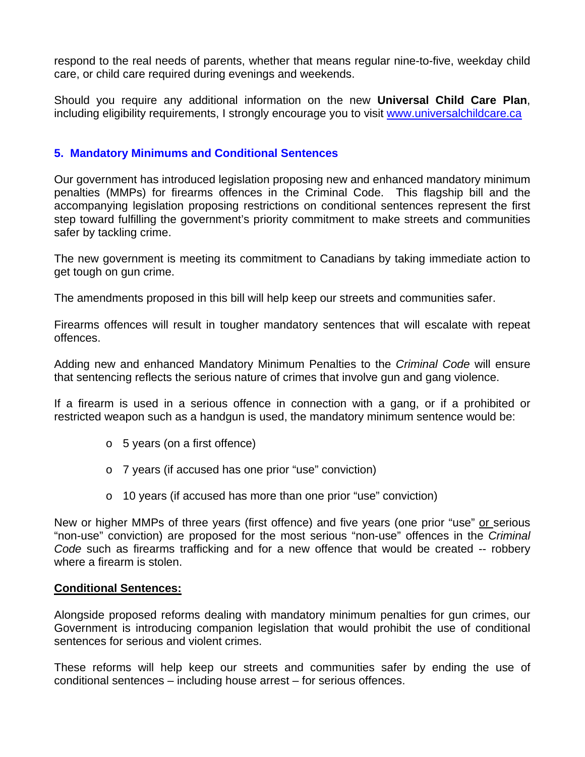respond to the real needs of parents, whether that means regular nine-to-five, weekday child care, or child care required during evenings and weekends.

Should you require any additional information on the new **Universal Child Care Plan**, including eligibility requirements, I strongly encourage you to visit [www.universalchildcare.ca](www.universalchildcare.ca)

## 5. Mandatory Minimums and Conditional Sentences

Our government has introduced legislation proposing new and enhanced mandatory minimum penalties (MMPs) for firearms offences in the Criminal Code. This flagship bill and the accompanying legislation proposing restrictions on conditional sentences represent the first step toward fulfilling the government's priority commitment to make streets and communities safer by tackling crime.

The new government is meeting its commitment to Canadians by taking immediate action to get tough on gun crime.

The amendments proposed in this bill will help keep our streets and communities safer.

Firearms offences will result in tougher mandatory sentences that will escalate with repeat offences.

Adding new and enhanced Mandatory Minimum Penalties to the *Criminal Code* will ensure that sentencing reflects the serious nature of crimes that involve gun and gang violence.

If a firearm is used in a serious offence in connection with a gang, or if a prohibited or restricted weapon such as a handgun is used, the mandatory minimum sentence would be:

- 5 years (on a first offence)
- 7 years (if accused has one prior "use" conviction)
- 10 years (if accused has more than one prior "use" conviction)

New or higher MMPs of three years (first offence) and five years (one prior "use" or serious "non-use" conviction) are proposed for the most serious "non-use" offences in the *Criminal Code* such as firearms trafficking and for a new offence that would be created -- robbery where a firearm is stolen.

**Conditional Sentences:**

Alongside proposed reforms dealing with mandatory minimum penalties for gun crimes, our Government is introducing companion legislation that would prohibit the use of conditional sentences for serious and violent crimes.

These reforms will help keep our streets and communities safer by ending the use of conditional sentences – including house arrest – for serious offences.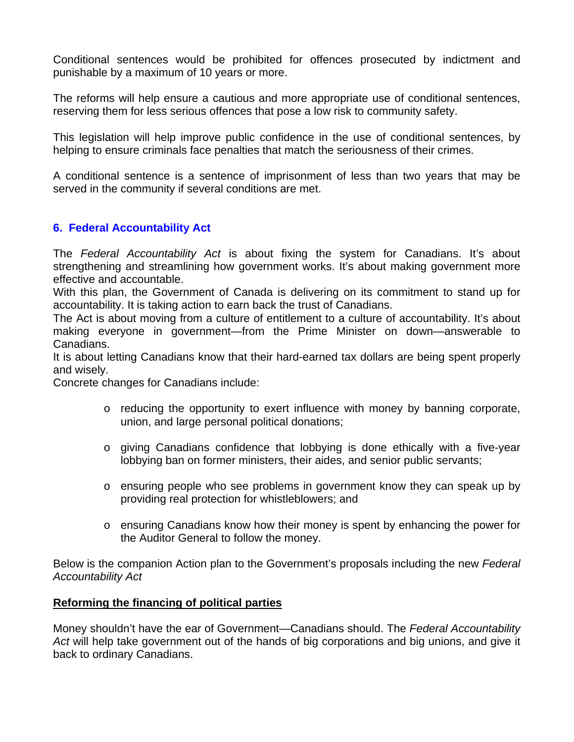Conditional sentences would be prohibited for offences prosecuted by indictment and punishable by a maximum of 10 years or more.

The reforms will help ensure a cautious and more appropriate use of conditional sentences, reserving them for less serious offences that pose a low risk to community safety.

This legislation will help improve public confidence in the use of conditional sentences, by helping to ensure criminals face penalties that match the seriousness of their crimes.

A conditional sentence is a sentence of imprisonment of less than two years that may be served in the community if several conditions are met.

## 6. Federal Accountability Act

The *Federal Accountability Act* is about fixing the system for Canadians. It's about strengthening and streamlining how government works. It's about making government more effective and accountable.

With this plan, the Government of Canada is delivering on its commitment to stand up for accountability. It is taking action to earn back the trust of Canadians.

The Act is about moving from a culture of entitlement to a culture of accountability. It's about making everyone in government—from the Prime Minister on down—answerable to Canadians.

It is about letting Canadians know that their hard-earned tax dollars are being spent properly and wisely.

Concrete changes for Canadians include:

- reducing the opportunity to exert influence with money by banning corporate, union, and large personal political donations;
- giving Canadians confidence that lobbying is done ethically with a five-year lobbying ban on former ministers, their aides, and senior public servants;
- ensuring people who see problems in government know they can speak up by providing real protection for whistleblowers; and
- ensuring Canadians know how their money is spent by enhancing the power for the Auditor General to follow the money.

Below is the companion Action plan to the Government's proposals including the new *Federal Accountability Act*

**Reforming the financing of political parties**

Money shouldn't have the ear of Government—Canadians should. The *Federal Accountability Act* will help take government out of the hands of big corporations and big unions, and give it back to ordinary Canadians.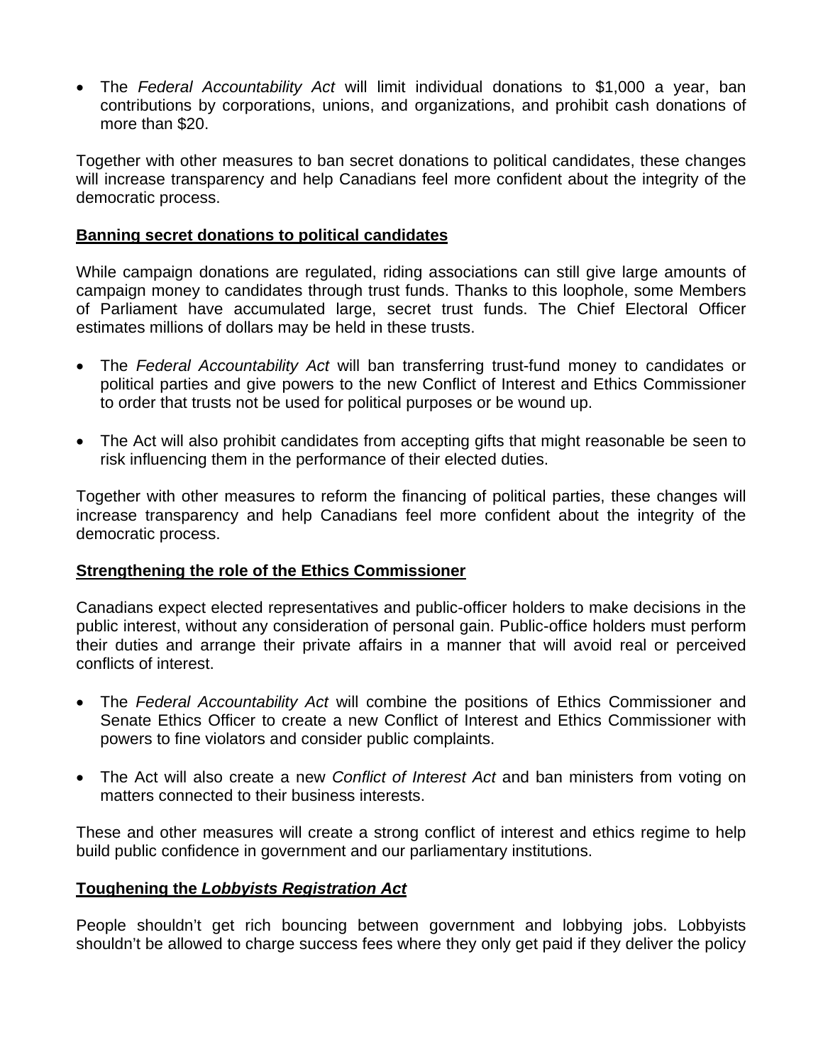- The *Federal Accountability Act* will limit individual donations to $1,000 a year, ban contributions by corporations, unions, and organizations, and prohibit cash donations of more than $20.

Together with other measures to ban secret donations to political candidates, these changes will increase transparency and help Canadians feel more confident about the integrity of the democratic process.

## **Banning secret donations to political candidates**

While campaign donations are regulated, riding associations can still give large amounts of campaign money to candidates through trust funds. Thanks to this loophole, some Members of Parliament have accumulated large, secret trust funds. The Chief Electoral Officer estimates millions of dollars may be held in these trusts.

- The *Federal Accountability Act* will ban transferring trust-fund money to candidates or political parties and give powers to the new Conflict of Interest and Ethics Commissioner to order that trusts not be used for political purposes or be wound up.
- The Act will also prohibit candidates from accepting gifts that might reasonable be seen to risk influencing them in the performance of their elected duties.

Together with other measures to reform the financing of political parties, these changes will increase transparency and help Canadians feel more confident about the integrity of the democratic process.

## **Strengthening the role of the Ethics Commissioner**

Canadians expect elected representatives and public-officer holders to make decisions in the public interest, without any consideration of personal gain. Public-office holders must perform their duties and arrange their private affairs in a manner that will avoid real or perceived conflicts of interest.

- The *Federal Accountability Act* will combine the positions of Ethics Commissioner and Senate Ethics Officer to create a new Conflict of Interest and Ethics Commissioner with powers to fine violators and consider public complaints.
- The Act will also create a new *Conflict of Interest Act* and ban ministers from voting on matters connected to their business interests.

These and other measures will create a strong conflict of interest and ethics regime to help build public confidence in government and our parliamentary institutions.

## **Toughening the *Lobbyists Registration Act***

People shouldn't get rich bouncing between government and lobbying jobs. Lobbyists shouldn't be allowed to charge success fees where they only get paid if they deliver the policy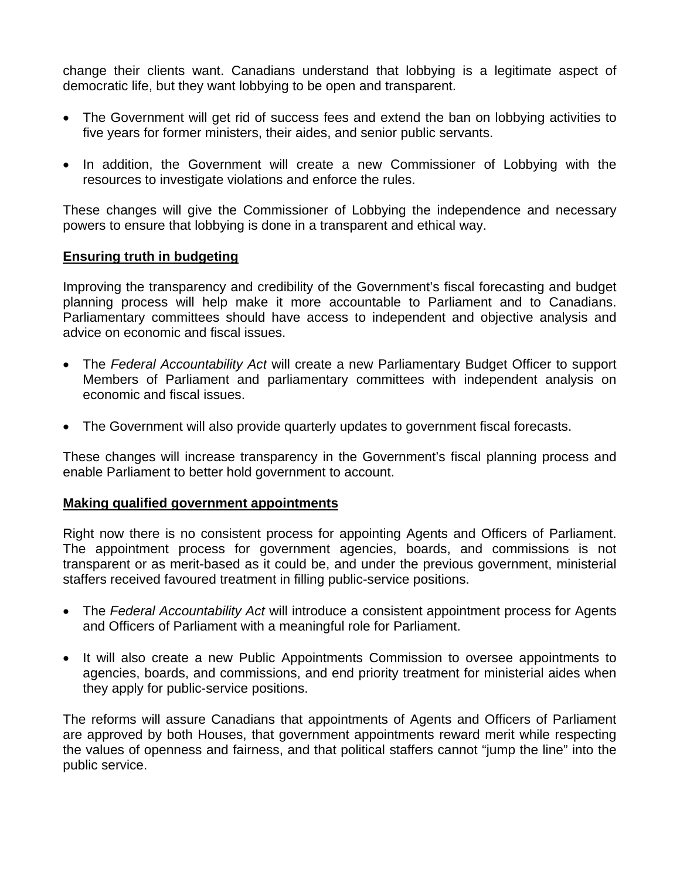change their clients want. Canadians understand that lobbying is a legitimate aspect of democratic life, but they want lobbying to be open and transparent.

- The Government will get rid of success fees and extend the ban on lobbying activities to five years for former ministers, their aides, and senior public servants.

- In addition, the Government will create a new Commissioner of Lobbying with the resources to investigate violations and enforce the rules.

These changes will give the Commissioner of Lobbying the independence and necessary powers to ensure that lobbying is done in a transparent and ethical way.

**Ensuring truth in budgeting**

Improving the transparency and credibility of the Government's fiscal forecasting and budget planning process will help make it more accountable to Parliament and to Canadians. Parliamentary committees should have access to independent and objective analysis and advice on economic and fiscal issues.

- The *Federal Accountability Act* will create a new Parliamentary Budget Officer to support Members of Parliament and parliamentary committees with independent analysis on economic and fiscal issues.

- The Government will also provide quarterly updates to government fiscal forecasts.

These changes will increase transparency in the Government's fiscal planning process and enable Parliament to better hold government to account.

**Making qualified government appointments**

Right now there is no consistent process for appointing Agents and Officers of Parliament. The appointment process for government agencies, boards, and commissions is not transparent or as merit-based as it could be, and under the previous government, ministerial staffers received favoured treatment in filling public-service positions.

- The *Federal Accountability Act* will introduce a consistent appointment process for Agents and Officers of Parliament with a meaningful role for Parliament.

- It will also create a new Public Appointments Commission to oversee appointments to agencies, boards, and commissions, and end priority treatment for ministerial aides when they apply for public-service positions.

The reforms will assure Canadians that appointments of Agents and Officers of Parliament are approved by both Houses, that government appointments reward merit while respecting the values of openness and fairness, and that political staffers cannot "jump the line" into the public service.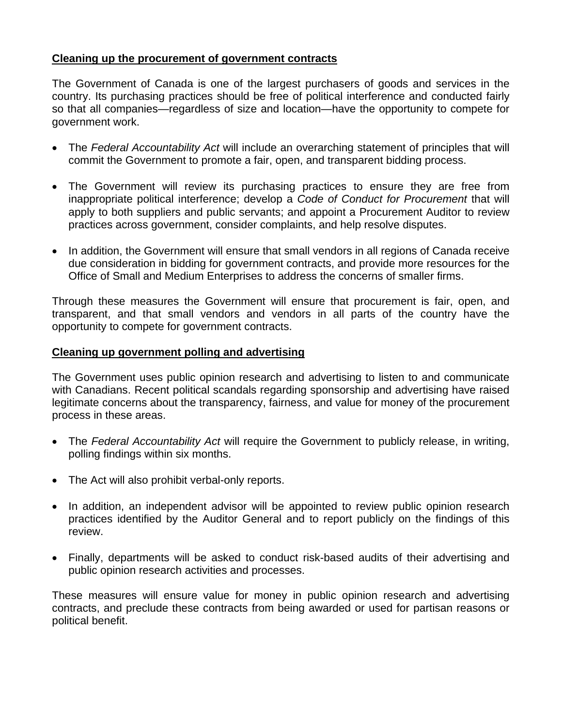**Cleaning up the procurement of government contracts**

The Government of Canada is one of the largest purchasers of goods and services in the country. Its purchasing practices should be free of political interference and conducted fairly so that all companies—regardless of size and location—have the opportunity to compete for government work.

- The *Federal Accountability Act* will include an overarching statement of principles that will commit the Government to promote a fair, open, and transparent bidding process.

- The Government will review its purchasing practices to ensure they are free from inappropriate political interference; develop a *Code of Conduct for Procurement* that will apply to both suppliers and public servants; and appoint a Procurement Auditor to review practices across government, consider complaints, and help resolve disputes.

- In addition, the Government will ensure that small vendors in all regions of Canada receive due consideration in bidding for government contracts, and provide more resources for the Office of Small and Medium Enterprises to address the concerns of smaller firms.

Through these measures the Government will ensure that procurement is fair, open, and transparent, and that small vendors and vendors in all parts of the country have the opportunity to compete for government contracts.

**Cleaning up government polling and advertising**

The Government uses public opinion research and advertising to listen to and communicate with Canadians. Recent political scandals regarding sponsorship and advertising have raised legitimate concerns about the transparency, fairness, and value for money of the procurement process in these areas.

- The *Federal Accountability Act* will require the Government to publicly release, in writing, polling findings within six months.

- The Act will also prohibit verbal-only reports.

- In addition, an independent advisor will be appointed to review public opinion research practices identified by the Auditor General and to report publicly on the findings of this review.

- Finally, departments will be asked to conduct risk-based audits of their advertising and public opinion research activities and processes.

These measures will ensure value for money in public opinion research and advertising contracts, and preclude these contracts from being awarded or used for partisan reasons or political benefit.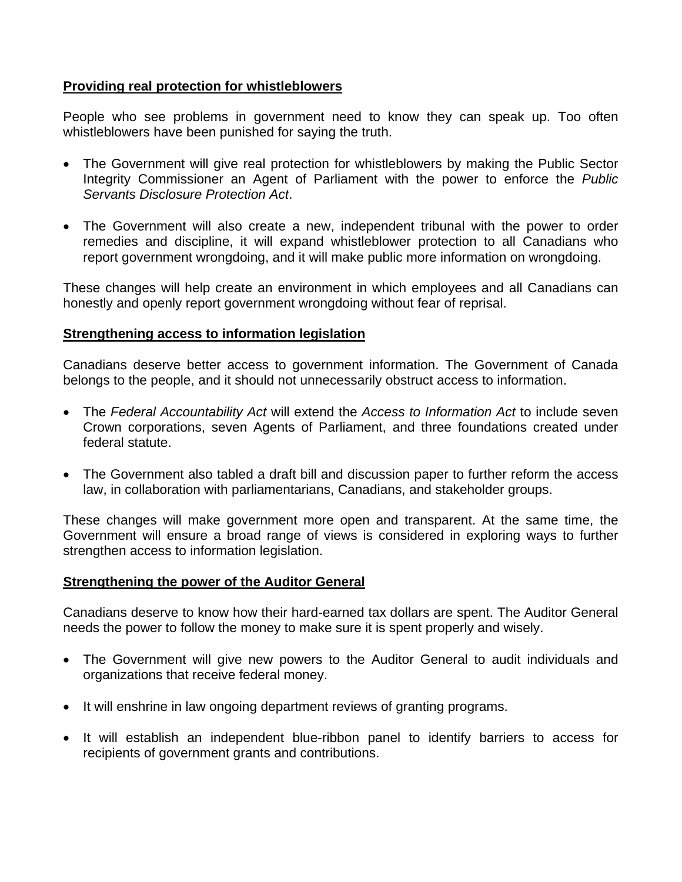**Providing real protection for whistleblowers**

People who see problems in government need to know they can speak up. Too often whistleblowers have been punished for saying the truth.

- The Government will give real protection for whistleblowers by making the Public Sector Integrity Commissioner an Agent of Parliament with the power to enforce the *Public Servants Disclosure Protection Act*.

- The Government will also create a new, independent tribunal with the power to order remedies and discipline, it will expand whistleblower protection to all Canadians who report government wrongdoing, and it will make public more information on wrongdoing.

These changes will help create an environment in which employees and all Canadians can honestly and openly report government wrongdoing without fear of reprisal.

**Strengthening access to information legislation**

Canadians deserve better access to government information. The Government of Canada belongs to the people, and it should not unnecessarily obstruct access to information.

- The *Federal Accountability Act* will extend the *Access to Information Act* to include seven Crown corporations, seven Agents of Parliament, and three foundations created under federal statute.

- The Government also tabled a draft bill and discussion paper to further reform the access law, in collaboration with parliamentarians, Canadians, and stakeholder groups.

These changes will make government more open and transparent. At the same time, the Government will ensure a broad range of views is considered in exploring ways to further strengthen access to information legislation.

**Strengthening the power of the Auditor General**

Canadians deserve to know how their hard-earned tax dollars are spent. The Auditor General needs the power to follow the money to make sure it is spent properly and wisely.

- The Government will give new powers to the Auditor General to audit individuals and organizations that receive federal money.

- It will enshrine in law ongoing department reviews of granting programs.

- It will establish an independent blue-ribbon panel to identify barriers to access for recipients of government grants and contributions.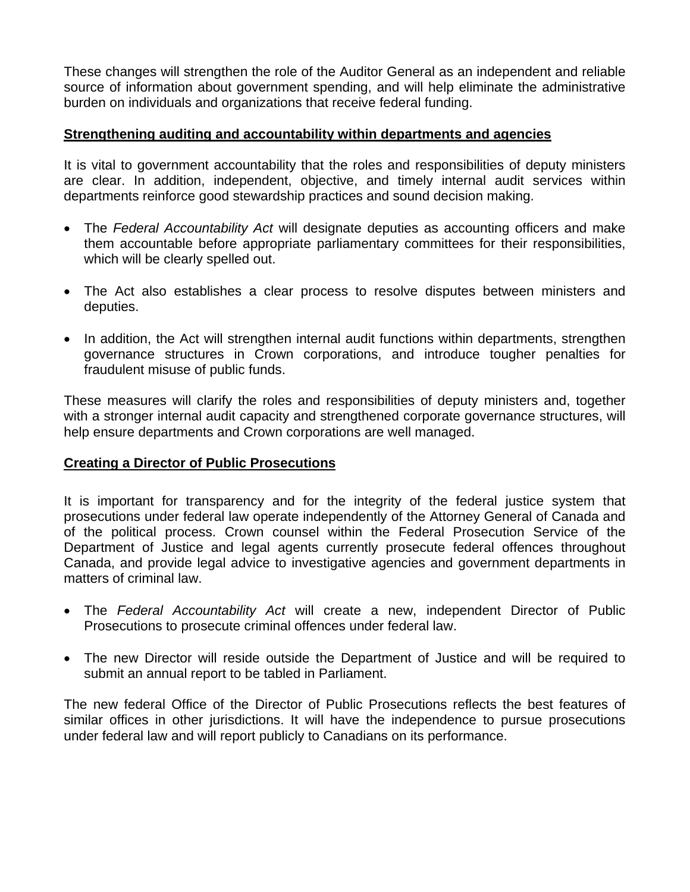These changes will strengthen the role of the Auditor General as an independent and reliable source of information about government spending, and will help eliminate the administrative burden on individuals and organizations that receive federal funding.

**Strengthening auditing and accountability within departments and agencies**

It is vital to government accountability that the roles and responsibilities of deputy ministers are clear. In addition, independent, objective, and timely internal audit services within departments reinforce good stewardship practices and sound decision making.

- The *Federal Accountability Act* will designate deputies as accounting officers and make them accountable before appropriate parliamentary committees for their responsibilities, which will be clearly spelled out.
- The Act also establishes a clear process to resolve disputes between ministers and deputies.
- In addition, the Act will strengthen internal audit functions within departments, strengthen governance structures in Crown corporations, and introduce tougher penalties for fraudulent misuse of public funds.

These measures will clarify the roles and responsibilities of deputy ministers and, together with a stronger internal audit capacity and strengthened corporate governance structures, will help ensure departments and Crown corporations are well managed.

**Creating a Director of Public Prosecutions**

It is important for transparency and for the integrity of the federal justice system that prosecutions under federal law operate independently of the Attorney General of Canada and of the political process. Crown counsel within the Federal Prosecution Service of the Department of Justice and legal agents currently prosecute federal offences throughout Canada, and provide legal advice to investigative agencies and government departments in matters of criminal law.

- The *Federal Accountability Act* will create a new, independent Director of Public Prosecutions to prosecute criminal offences under federal law.
- The new Director will reside outside the Department of Justice and will be required to submit an annual report to be tabled in Parliament.

The new federal Office of the Director of Public Prosecutions reflects the best features of similar offices in other jurisdictions. It will have the independence to pursue prosecutions under federal law and will report publicly to Canadians on its performance.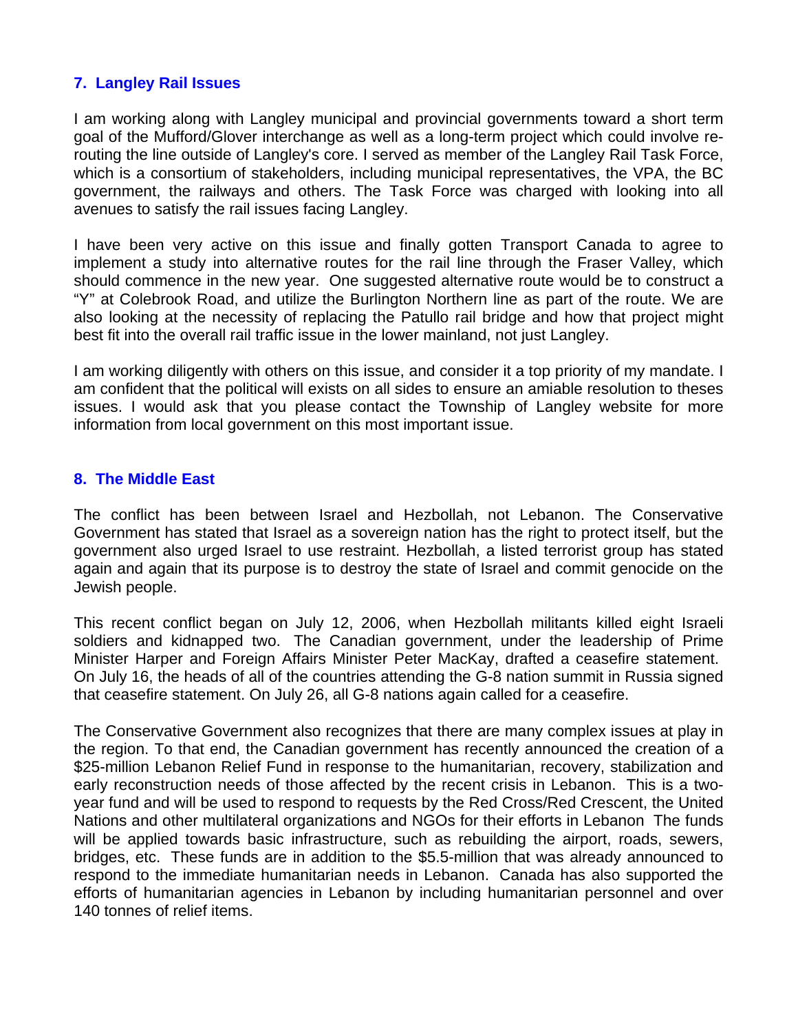## 7. Langley Rail Issues

I am working along with Langley municipal and provincial governments toward a short term goal of the Mufford/Glover interchange as well as a long-term project which could involve re-routing the line outside of Langley's core. I served as member of the Langley Rail Task Force, which is a consortium of stakeholders, including municipal representatives, the VPA, the BC government, the railways and others. The Task Force was charged with looking into all avenues to satisfy the rail issues facing Langley.

I have been very active on this issue and finally gotten Transport Canada to agree to implement a study into alternative routes for the rail line through the Fraser Valley, which should commence in the new year. One suggested alternative route would be to construct a "Y" at Colebrook Road, and utilize the Burlington Northern line as part of the route. We are also looking at the necessity of replacing the Patullo rail bridge and how that project might best fit into the overall rail traffic issue in the lower mainland, not just Langley.

I am working diligently with others on this issue, and consider it a top priority of my mandate. I am confident that the political will exists on all sides to ensure an amiable resolution to theses issues. I would ask that you please contact the Township of Langley website for more information from local government on this most important issue.

## 8. The Middle East

The conflict has been between Israel and Hezbollah, not Lebanon. The Conservative Government has stated that Israel as a sovereign nation has the right to protect itself, but the government also urged Israel to use restraint. Hezbollah, a listed terrorist group has stated again and again that its purpose is to destroy the state of Israel and commit genocide on the Jewish people.

This recent conflict began on July 12, 2006, when Hezbollah militants killed eight Israeli soldiers and kidnapped two. The Canadian government, under the leadership of Prime Minister Harper and Foreign Affairs Minister Peter MacKay, drafted a ceasefire statement. On July 16, the heads of all of the countries attending the G-8 nation summit in Russia signed that ceasefire statement. On July 26, all G-8 nations again called for a ceasefire.

The Conservative Government also recognizes that there are many complex issues at play in the region. To that end, the Canadian government has recently announced the creation of a \$25-million Lebanon Relief Fund in response to the humanitarian, recovery, stabilization and early reconstruction needs of those affected by the recent crisis in Lebanon. This is a two-year fund and will be used to respond to requests by the Red Cross/Red Crescent, the United Nations and other multilateral organizations and NGOs for their efforts in Lebanon The funds will be applied towards basic infrastructure, such as rebuilding the airport, roads, sewers, bridges, etc. These funds are in addition to the \$5.5-million that was already announced to respond to the immediate humanitarian needs in Lebanon. Canada has also supported the efforts of humanitarian agencies in Lebanon by including humanitarian personnel and over 140 tonnes of relief items.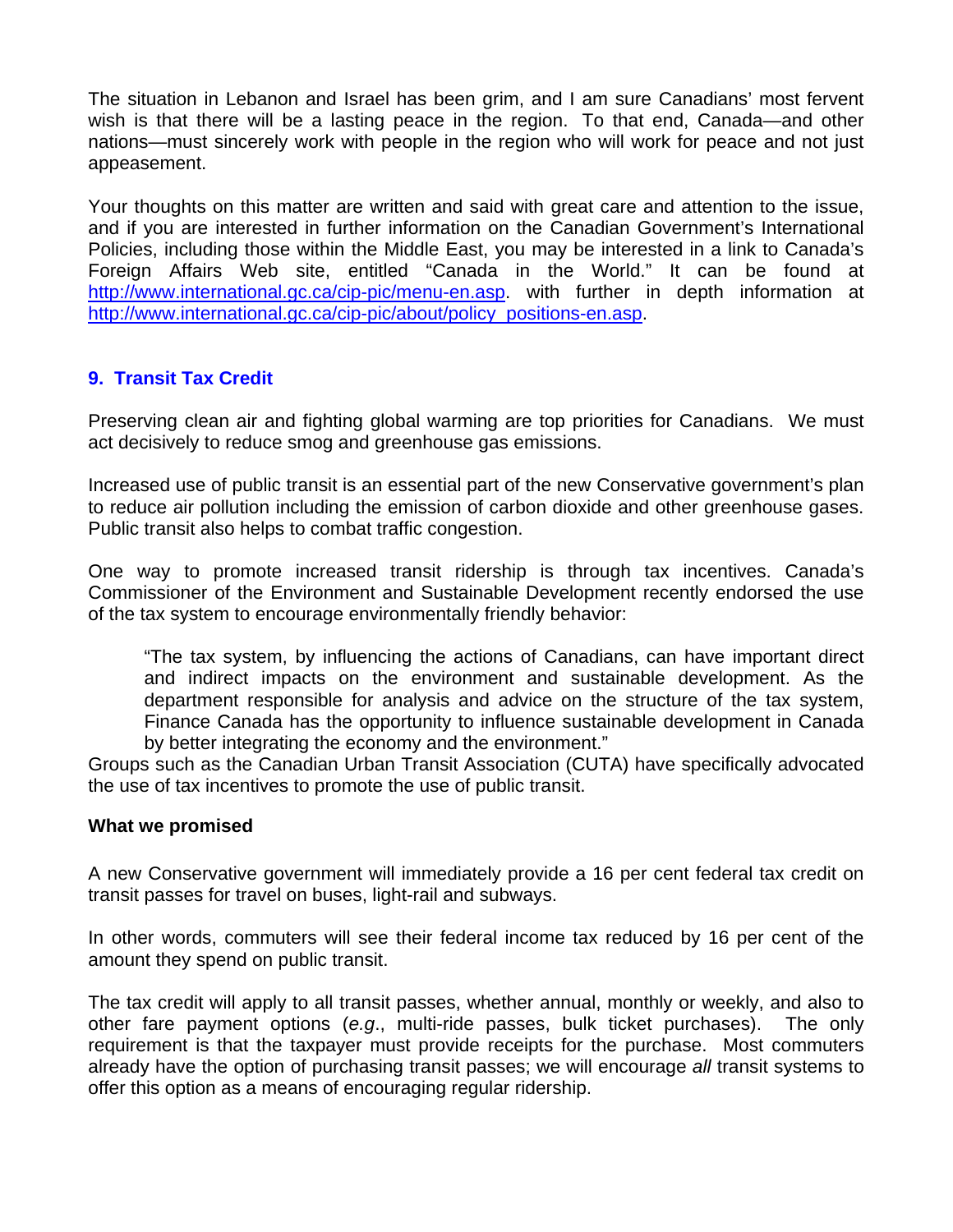The situation in Lebanon and Israel has been grim, and I am sure Canadians' most fervent wish is that there will be a lasting peace in the region. To that end, Canada—and other nations—must sincerely work with people in the region who will work for peace and not just appeasement.

Your thoughts on this matter are written and said with great care and attention to the issue, and if you are interested in further information on the Canadian Government's International Policies, including those within the Middle East, you may be interested in a link to Canada's Foreign Affairs Web site, entitled "Canada in the World." It can be found at http://www.international.gc.ca/cip-pic/menu-en.asp. with further in depth information at http://www.international.gc.ca/cip-pic/about/policy_positions-en.asp.

## 9. Transit Tax Credit

Preserving clean air and fighting global warming are top priorities for Canadians. We must act decisively to reduce smog and greenhouse gas emissions.

Increased use of public transit is an essential part of the new Conservative government's plan to reduce air pollution including the emission of carbon dioxide and other greenhouse gases. Public transit also helps to combat traffic congestion.

One way to promote increased transit ridership is through tax incentives. Canada's Commissioner of the Environment and Sustainable Development recently endorsed the use of the tax system to encourage environmentally friendly behavior:

> "The tax system, by influencing the actions of Canadians, can have important direct and indirect impacts on the environment and sustainable development. As the department responsible for analysis and advice on the structure of the tax system, Finance Canada has the opportunity to influence sustainable development in Canada by better integrating the economy and the environment."

Groups such as the Canadian Urban Transit Association (CUTA) have specifically advocated the use of tax incentives to promote the use of public transit.

**What we promised**

A new Conservative government will immediately provide a 16 per cent federal tax credit on transit passes for travel on buses, light-rail and subways.

In other words, commuters will see their federal income tax reduced by 16 per cent of the amount they spend on public transit.

The tax credit will apply to all transit passes, whether annual, monthly or weekly, and also to other fare payment options (*e.g*., multi-ride passes, bulk ticket purchases). The only requirement is that the taxpayer must provide receipts for the purchase. Most commuters already have the option of purchasing transit passes; we will encourage *all* transit systems to offer this option as a means of encouraging regular ridership.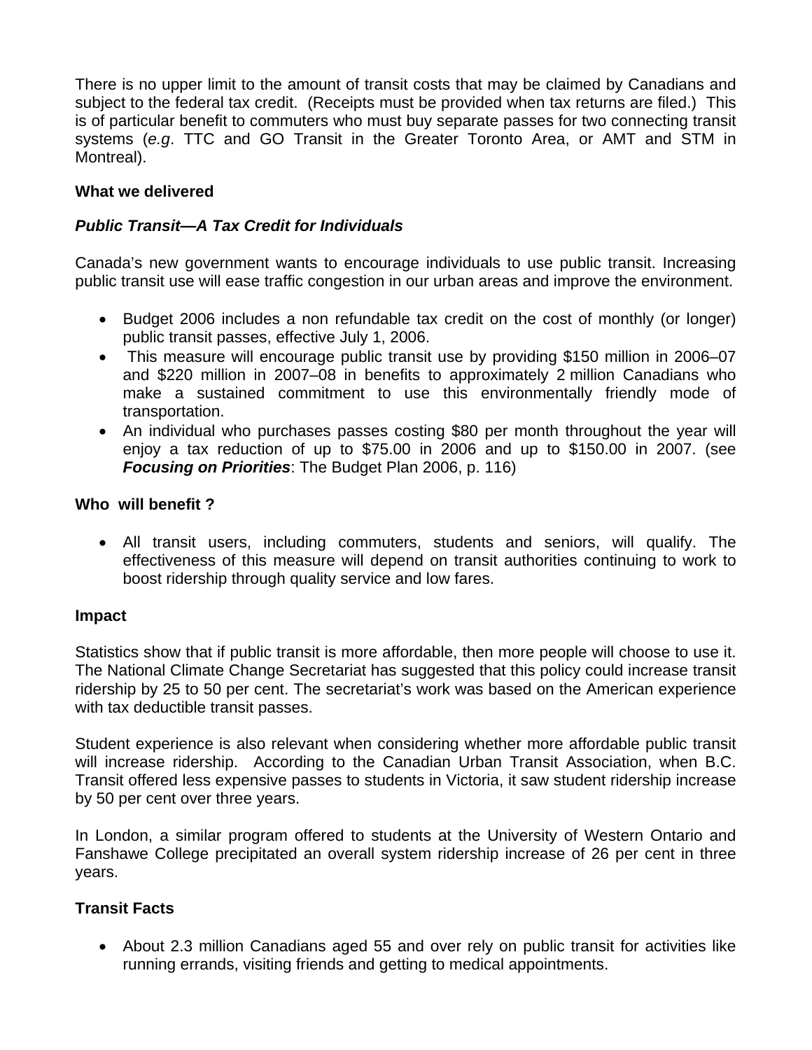There is no upper limit to the amount of transit costs that may be claimed by Canadians and subject to the federal tax credit. (Receipts must be provided when tax returns are filed.) This is of particular benefit to commuters who must buy separate passes for two connecting transit systems (*e.g*. TTC and GO Transit in the Greater Toronto Area, or AMT and STM in Montreal).

**What we delivered**

***Public Transit—A Tax Credit for Individuals***

Canada's new government wants to encourage individuals to use public transit. Increasing public transit use will ease traffic congestion in our urban areas and improve the environment.

- Budget 2006 includes a non refundable tax credit on the cost of monthly (or longer) public transit passes, effective July 1, 2006.
- This measure will encourage public transit use by providing $150 million in 2006–07 and $220 million in 2007–08 in benefits to approximately 2 million Canadians who make a sustained commitment to use this environmentally friendly mode of transportation.
- An individual who purchases passes costing $80 per month throughout the year will enjoy a tax reduction of up to $75.00 in 2006 and up to $150.00 in 2007. (see ***Focusing on Priorities***: The Budget Plan 2006, p. 116)

**Who will benefit ?**

- All transit users, including commuters, students and seniors, will qualify. The effectiveness of this measure will depend on transit authorities continuing to work to boost ridership through quality service and low fares.

**Impact**

Statistics show that if public transit is more affordable, then more people will choose to use it. The National Climate Change Secretariat has suggested that this policy could increase transit ridership by 25 to 50 per cent. The secretariat's work was based on the American experience with tax deductible transit passes.

Student experience is also relevant when considering whether more affordable public transit will increase ridership. According to the Canadian Urban Transit Association, when B.C. Transit offered less expensive passes to students in Victoria, it saw student ridership increase by 50 per cent over three years.

In London, a similar program offered to students at the University of Western Ontario and Fanshawe College precipitated an overall system ridership increase of 26 per cent in three years.

**Transit Facts**

- About 2.3 million Canadians aged 55 and over rely on public transit for activities like running errands, visiting friends and getting to medical appointments.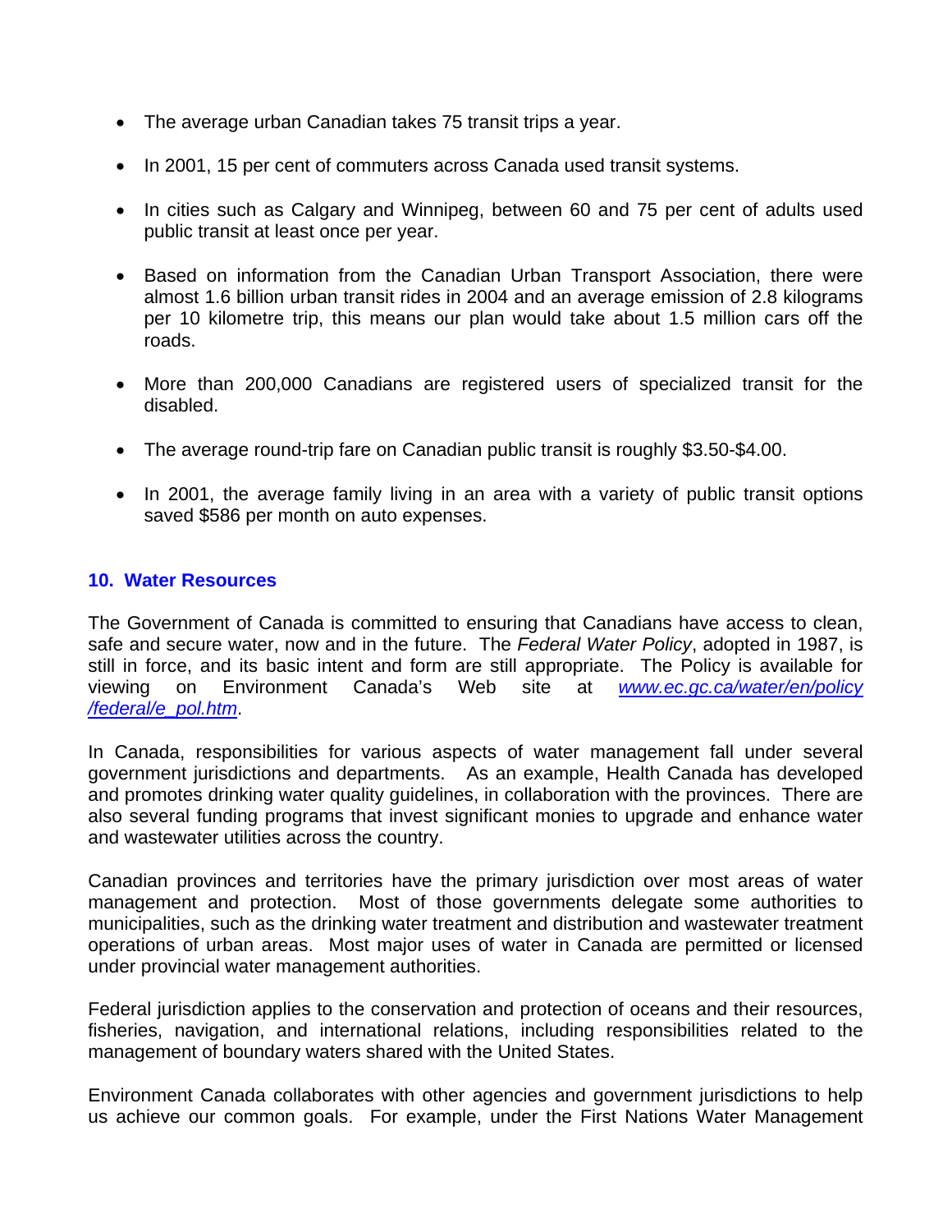- The average urban Canadian takes 75 transit trips a year.
- In 2001, 15 per cent of commuters across Canada used transit systems.
- In cities such as Calgary and Winnipeg, between 60 and 75 per cent of adults used public transit at least once per year.
- Based on information from the Canadian Urban Transport Association, there were almost 1.6 billion urban transit rides in 2004 and an average emission of 2.8 kilograms per 10 kilometre trip, this means our plan would take about 1.5 million cars off the roads.
- More than 200,000 Canadians are registered users of specialized transit for the disabled.
- The average round-trip fare on Canadian public transit is roughly $3.50-$4.00.
- In 2001, the average family living in an area with a variety of public transit options saved $586 per month on auto expenses.

## 10. Water Resources

The Government of Canada is committed to ensuring that Canadians have access to clean, safe and secure water, now and in the future. The *Federal Water Policy*, adopted in 1987, is still in force, and its basic intent and form are still appropriate. The Policy is available for viewing on Environment Canada's Web site at *www.ec.gc.ca/water/en/policy/federal/e_pol.htm*.

In Canada, responsibilities for various aspects of water management fall under several government jurisdictions and departments. As an example, Health Canada has developed and promotes drinking water quality guidelines, in collaboration with the provinces. There are also several funding programs that invest significant monies to upgrade and enhance water and wastewater utilities across the country.

Canadian provinces and territories have the primary jurisdiction over most areas of water management and protection. Most of those governments delegate some authorities to municipalities, such as the drinking water treatment and distribution and wastewater treatment operations of urban areas. Most major uses of water in Canada are permitted or licensed under provincial water management authorities.

Federal jurisdiction applies to the conservation and protection of oceans and their resources, fisheries, navigation, and international relations, including responsibilities related to the management of boundary waters shared with the United States.

Environment Canada collaborates with other agencies and government jurisdictions to help us achieve our common goals. For example, under the First Nations Water Management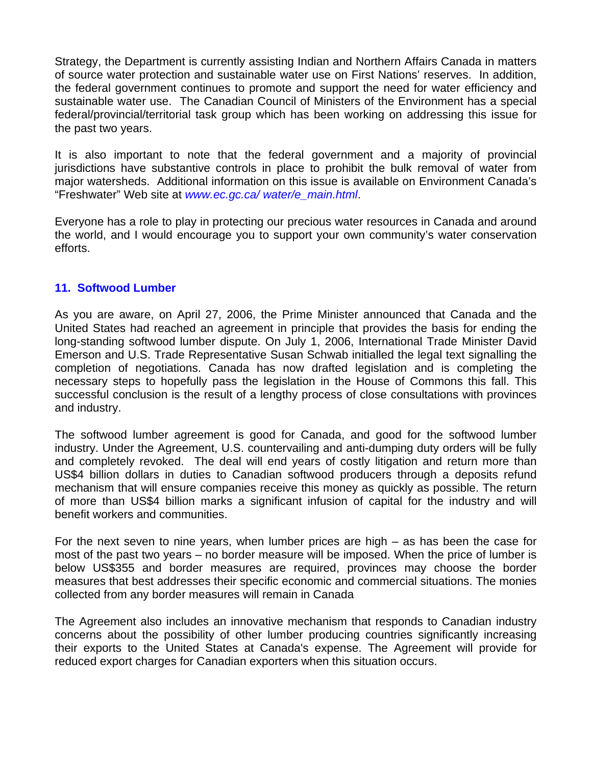Strategy, the Department is currently assisting Indian and Northern Affairs Canada in matters of source water protection and sustainable water use on First Nations' reserves. In addition, the federal government continues to promote and support the need for water efficiency and sustainable water use. The Canadian Council of Ministers of the Environment has a special federal/provincial/territorial task group which has been working on addressing this issue for the past two years.

It is also important to note that the federal government and a majority of provincial jurisdictions have substantive controls in place to prohibit the bulk removal of water from major watersheds. Additional information on this issue is available on Environment Canada's "Freshwater" Web site at *www.ec.gc.ca/ water/e_main.html*.

Everyone has a role to play in protecting our precious water resources in Canada and around the world, and I would encourage you to support your own community's water conservation efforts.

## 11. Softwood Lumber

As you are aware, on April 27, 2006, the Prime Minister announced that Canada and the United States had reached an agreement in principle that provides the basis for ending the long-standing softwood lumber dispute. On July 1, 2006, International Trade Minister David Emerson and U.S. Trade Representative Susan Schwab initialled the legal text signalling the completion of negotiations. Canada has now drafted legislation and is completing the necessary steps to hopefully pass the legislation in the House of Commons this fall. This successful conclusion is the result of a lengthy process of close consultations with provinces and industry.

The softwood lumber agreement is good for Canada, and good for the softwood lumber industry. Under the Agreement, U.S. countervailing and anti-dumping duty orders will be fully and completely revoked. The deal will end years of costly litigation and return more than US$4 billion dollars in duties to Canadian softwood producers through a deposits refund mechanism that will ensure companies receive this money as quickly as possible. The return of more than US$4 billion marks a significant infusion of capital for the industry and will benefit workers and communities.

For the next seven to nine years, when lumber prices are high – as has been the case for most of the past two years – no border measure will be imposed. When the price of lumber is below US$355 and border measures are required, provinces may choose the border measures that best addresses their specific economic and commercial situations. The monies collected from any border measures will remain in Canada

The Agreement also includes an innovative mechanism that responds to Canadian industry concerns about the possibility of other lumber producing countries significantly increasing their exports to the United States at Canada's expense. The Agreement will provide for reduced export charges for Canadian exporters when this situation occurs.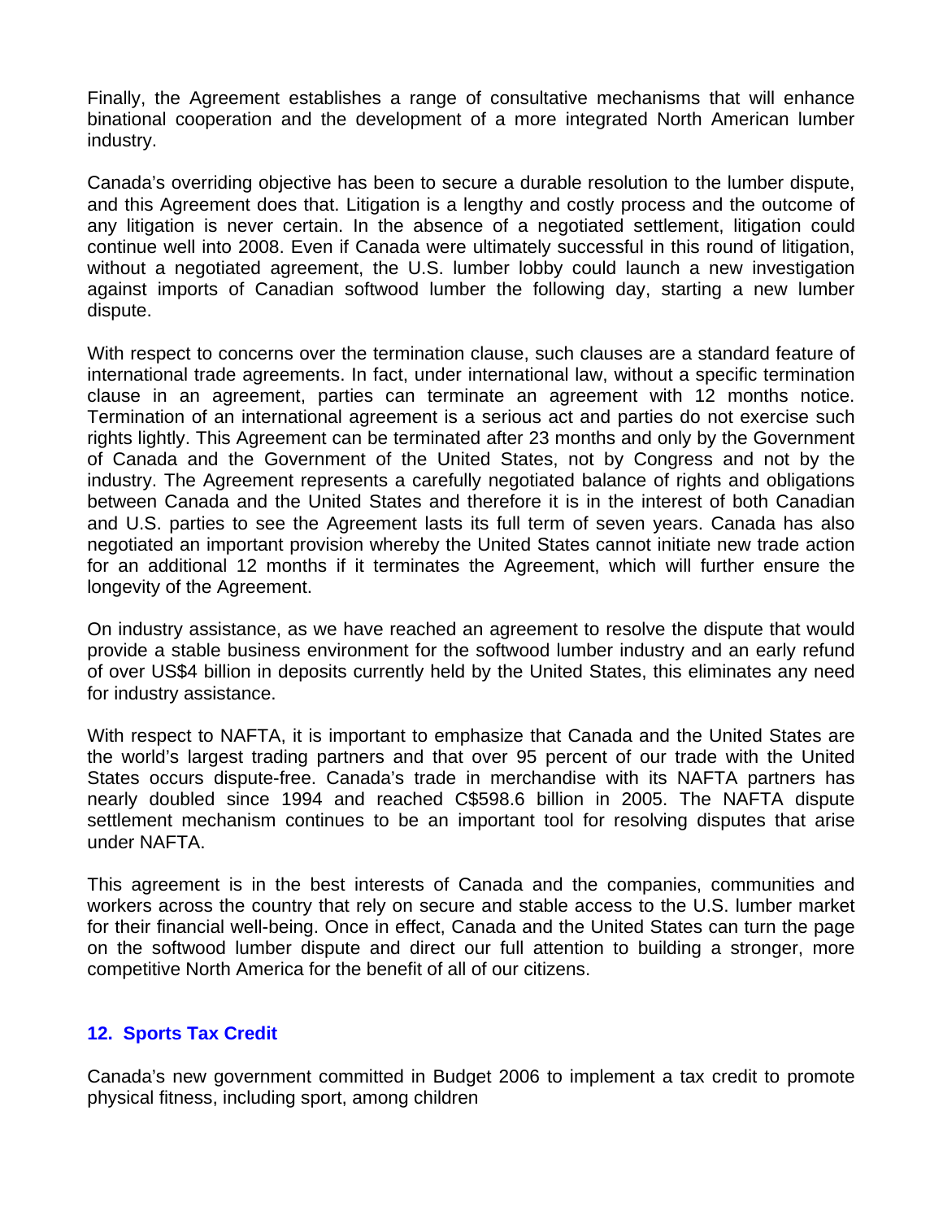Finally, the Agreement establishes a range of consultative mechanisms that will enhance binational cooperation and the development of a more integrated North American lumber industry.

Canada's overriding objective has been to secure a durable resolution to the lumber dispute, and this Agreement does that. Litigation is a lengthy and costly process and the outcome of any litigation is never certain. In the absence of a negotiated settlement, litigation could continue well into 2008. Even if Canada were ultimately successful in this round of litigation, without a negotiated agreement, the U.S. lumber lobby could launch a new investigation against imports of Canadian softwood lumber the following day, starting a new lumber dispute.

With respect to concerns over the termination clause, such clauses are a standard feature of international trade agreements. In fact, under international law, without a specific termination clause in an agreement, parties can terminate an agreement with 12 months notice. Termination of an international agreement is a serious act and parties do not exercise such rights lightly. This Agreement can be terminated after 23 months and only by the Government of Canada and the Government of the United States, not by Congress and not by the industry. The Agreement represents a carefully negotiated balance of rights and obligations between Canada and the United States and therefore it is in the interest of both Canadian and U.S. parties to see the Agreement lasts its full term of seven years. Canada has also negotiated an important provision whereby the United States cannot initiate new trade action for an additional 12 months if it terminates the Agreement, which will further ensure the longevity of the Agreement.

On industry assistance, as we have reached an agreement to resolve the dispute that would provide a stable business environment for the softwood lumber industry and an early refund of over US$4 billion in deposits currently held by the United States, this eliminates any need for industry assistance.

With respect to NAFTA, it is important to emphasize that Canada and the United States are the world's largest trading partners and that over 95 percent of our trade with the United States occurs dispute-free. Canada's trade in merchandise with its NAFTA partners has nearly doubled since 1994 and reached C$598.6 billion in 2005. The NAFTA dispute settlement mechanism continues to be an important tool for resolving disputes that arise under NAFTA.

This agreement is in the best interests of Canada and the companies, communities and workers across the country that rely on secure and stable access to the U.S. lumber market for their financial well-being. Once in effect, Canada and the United States can turn the page on the softwood lumber dispute and direct our full attention to building a stronger, more competitive North America for the benefit of all of our citizens.

## 12. Sports Tax Credit

Canada's new government committed in Budget 2006 to implement a tax credit to promote physical fitness, including sport, among children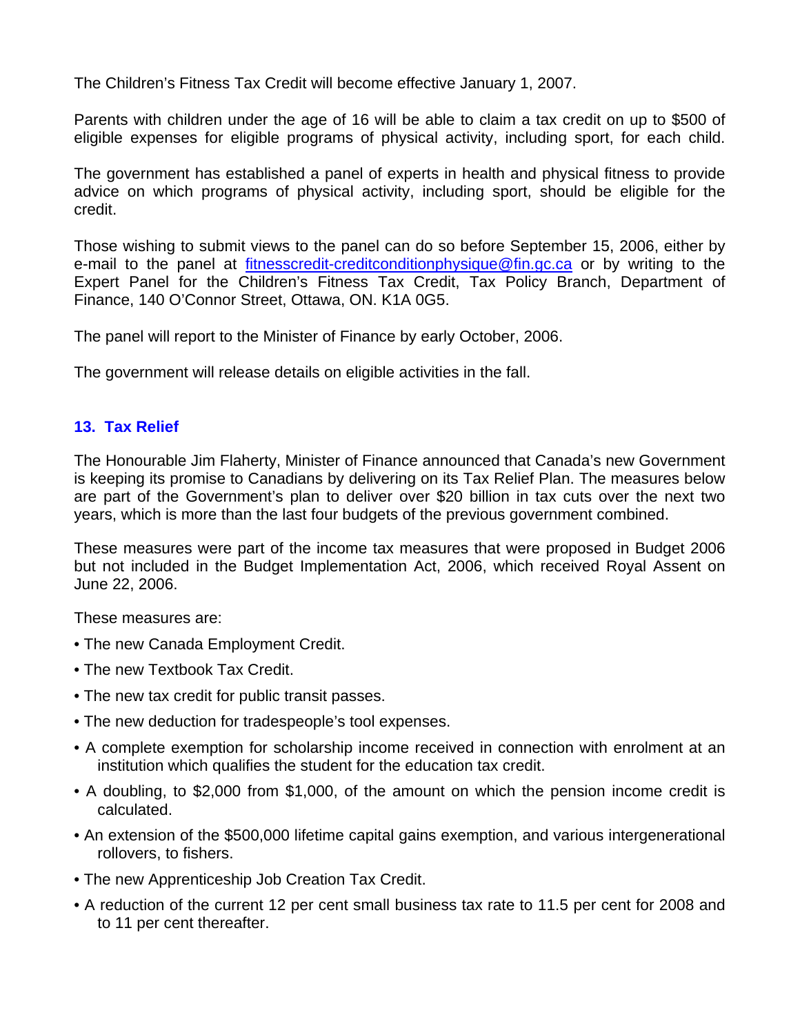The Children's Fitness Tax Credit will become effective January 1, 2007.

Parents with children under the age of 16 will be able to claim a tax credit on up to $500 of eligible expenses for eligible programs of physical activity, including sport, for each child.

The government has established a panel of experts in health and physical fitness to provide advice on which programs of physical activity, including sport, should be eligible for the credit.

Those wishing to submit views to the panel can do so before September 15, 2006, either by e-mail to the panel at fitnesscredit-creditconditionphysique@fin.gc.ca or by writing to the Expert Panel for the Children's Fitness Tax Credit, Tax Policy Branch, Department of Finance, 140 O'Connor Street, Ottawa, ON. K1A 0G5.

The panel will report to the Minister of Finance by early October, 2006.

The government will release details on eligible activities in the fall.

## 13. Tax Relief

The Honourable Jim Flaherty, Minister of Finance announced that Canada's new Government is keeping its promise to Canadians by delivering on its Tax Relief Plan. The measures below are part of the Government's plan to deliver over $20 billion in tax cuts over the next two years, which is more than the last four budgets of the previous government combined.

These measures were part of the income tax measures that were proposed in Budget 2006 but not included in the Budget Implementation Act, 2006, which received Royal Assent on June 22, 2006.

These measures are:

- The new Canada Employment Credit.
- The new Textbook Tax Credit.
- The new tax credit for public transit passes.
- The new deduction for tradespeople's tool expenses.
- A complete exemption for scholarship income received in connection with enrolment at an institution which qualifies the student for the education tax credit.
- A doubling, to $2,000 from $1,000, of the amount on which the pension income credit is calculated.
- An extension of the $500,000 lifetime capital gains exemption, and various intergenerational rollovers, to fishers.
- The new Apprenticeship Job Creation Tax Credit.
- A reduction of the current 12 per cent small business tax rate to 11.5 per cent for 2008 and to 11 per cent thereafter.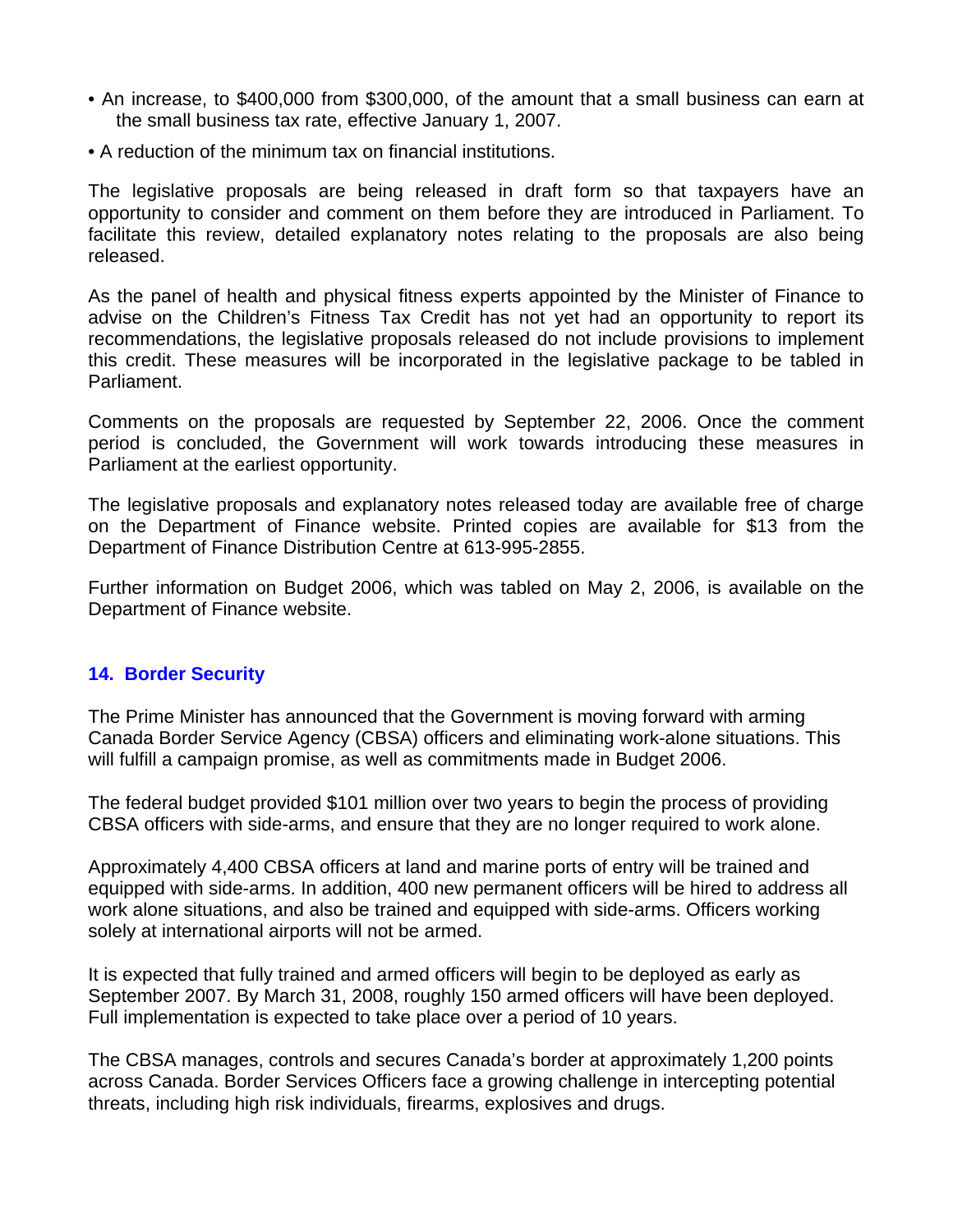- An increase, to $400,000 from $300,000, of the amount that a small business can earn at the small business tax rate, effective January 1, 2007.
- A reduction of the minimum tax on financial institutions.

The legislative proposals are being released in draft form so that taxpayers have an opportunity to consider and comment on them before they are introduced in Parliament. To facilitate this review, detailed explanatory notes relating to the proposals are also being released.

As the panel of health and physical fitness experts appointed by the Minister of Finance to advise on the Children's Fitness Tax Credit has not yet had an opportunity to report its recommendations, the legislative proposals released do not include provisions to implement this credit. These measures will be incorporated in the legislative package to be tabled in Parliament.

Comments on the proposals are requested by September 22, 2006. Once the comment period is concluded, the Government will work towards introducing these measures in Parliament at the earliest opportunity.

The legislative proposals and explanatory notes released today are available free of charge on the Department of Finance website. Printed copies are available for $13 from the Department of Finance Distribution Centre at 613-995-2855.

Further information on Budget 2006, which was tabled on May 2, 2006, is available on the Department of Finance website.

## 14. Border Security

The Prime Minister has announced that the Government is moving forward with arming Canada Border Service Agency (CBSA) officers and eliminating work-alone situations. This will fulfill a campaign promise, as well as commitments made in Budget 2006.

The federal budget provided $101 million over two years to begin the process of providing CBSA officers with side-arms, and ensure that they are no longer required to work alone.

Approximately 4,400 CBSA officers at land and marine ports of entry will be trained and equipped with side-arms. In addition, 400 new permanent officers will be hired to address all work alone situations, and also be trained and equipped with side-arms. Officers working solely at international airports will not be armed.

It is expected that fully trained and armed officers will begin to be deployed as early as September 2007. By March 31, 2008, roughly 150 armed officers will have been deployed. Full implementation is expected to take place over a period of 10 years.

The CBSA manages, controls and secures Canada's border at approximately 1,200 points across Canada. Border Services Officers face a growing challenge in intercepting potential threats, including high risk individuals, firearms, explosives and drugs.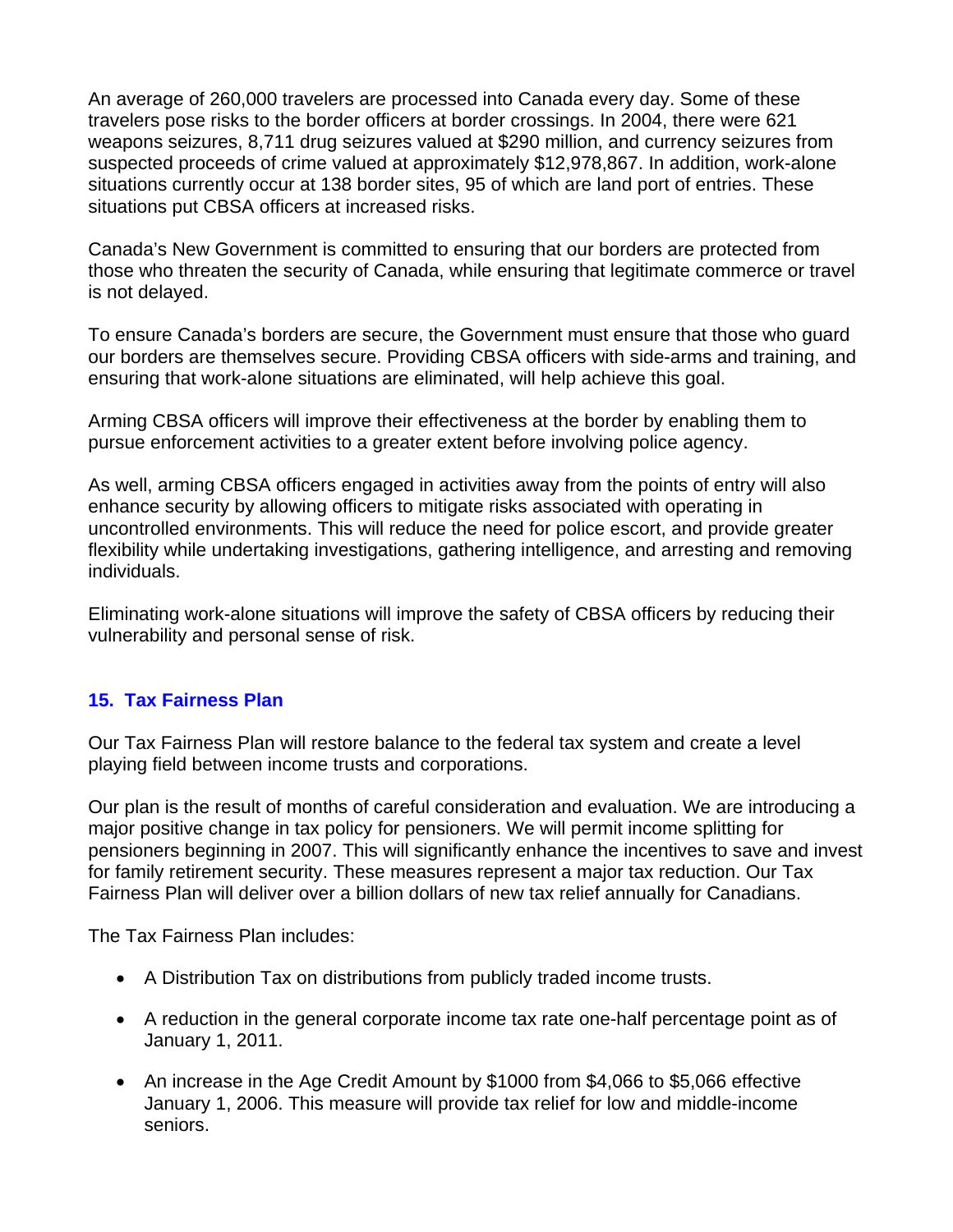An average of 260,000 travelers are processed into Canada every day. Some of these travelers pose risks to the border officers at border crossings. In 2004, there were 621 weapons seizures, 8,711 drug seizures valued at $290 million, and currency seizures from suspected proceeds of crime valued at approximately $12,978,867. In addition, work-alone situations currently occur at 138 border sites, 95 of which are land port of entries. These situations put CBSA officers at increased risks.

Canada's New Government is committed to ensuring that our borders are protected from those who threaten the security of Canada, while ensuring that legitimate commerce or travel is not delayed.

To ensure Canada's borders are secure, the Government must ensure that those who guard our borders are themselves secure. Providing CBSA officers with side-arms and training, and ensuring that work-alone situations are eliminated, will help achieve this goal.

Arming CBSA officers will improve their effectiveness at the border by enabling them to pursue enforcement activities to a greater extent before involving police agency.

As well, arming CBSA officers engaged in activities away from the points of entry will also enhance security by allowing officers to mitigate risks associated with operating in uncontrolled environments. This will reduce the need for police escort, and provide greater flexibility while undertaking investigations, gathering intelligence, and arresting and removing individuals.

Eliminating work-alone situations will improve the safety of CBSA officers by reducing their vulnerability and personal sense of risk.

## 15. Tax Fairness Plan

Our Tax Fairness Plan will restore balance to the federal tax system and create a level playing field between income trusts and corporations.

Our plan is the result of months of careful consideration and evaluation. We are introducing a major positive change in tax policy for pensioners. We will permit income splitting for pensioners beginning in 2007. This will significantly enhance the incentives to save and invest for family retirement security. These measures represent a major tax reduction. Our Tax Fairness Plan will deliver over a billion dollars of new tax relief annually for Canadians.

The Tax Fairness Plan includes:

- A Distribution Tax on distributions from publicly traded income trusts.
- A reduction in the general corporate income tax rate one-half percentage point as of January 1, 2011.
- An increase in the Age Credit Amount by $1000 from $4,066 to $5,066 effective January 1, 2006. This measure will provide tax relief for low and middle-income seniors.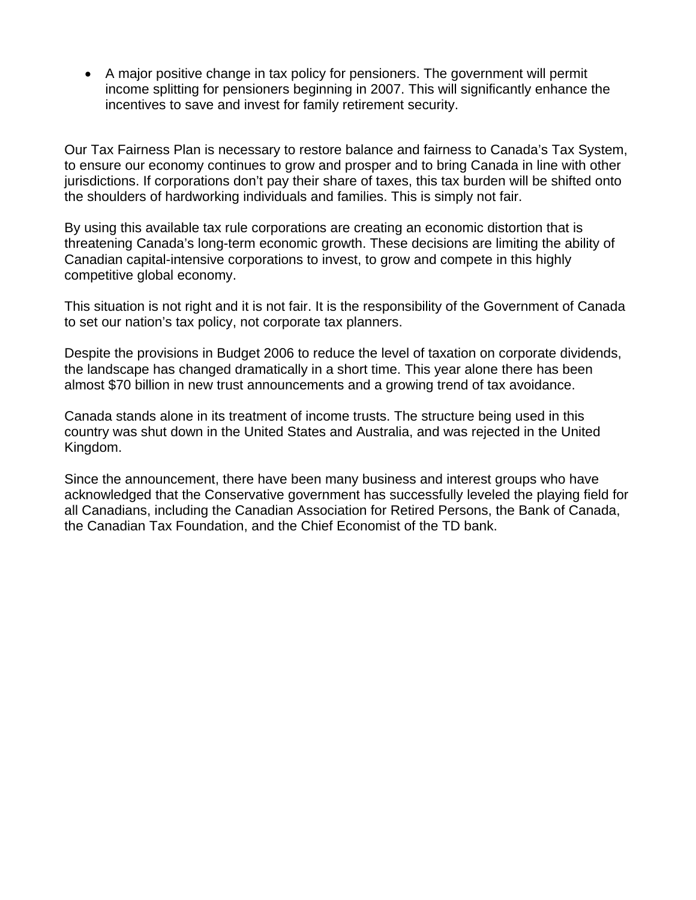- A major positive change in tax policy for pensioners. The government will permit income splitting for pensioners beginning in 2007. This will significantly enhance the incentives to save and invest for family retirement security.

Our Tax Fairness Plan is necessary to restore balance and fairness to Canada's Tax System, to ensure our economy continues to grow and prosper and to bring Canada in line with other jurisdictions. If corporations don't pay their share of taxes, this tax burden will be shifted onto the shoulders of hardworking individuals and families. This is simply not fair.

By using this available tax rule corporations are creating an economic distortion that is threatening Canada's long-term economic growth. These decisions are limiting the ability of Canadian capital-intensive corporations to invest, to grow and compete in this highly competitive global economy.

This situation is not right and it is not fair. It is the responsibility of the Government of Canada to set our nation's tax policy, not corporate tax planners.

Despite the provisions in Budget 2006 to reduce the level of taxation on corporate dividends, the landscape has changed dramatically in a short time. This year alone there has been almost $70 billion in new trust announcements and a growing trend of tax avoidance.

Canada stands alone in its treatment of income trusts. The structure being used in this country was shut down in the United States and Australia, and was rejected in the United Kingdom.

Since the announcement, there have been many business and interest groups who have acknowledged that the Conservative government has successfully leveled the playing field for all Canadians, including the Canadian Association for Retired Persons, the Bank of Canada, the Canadian Tax Foundation, and the Chief Economist of the TD bank.